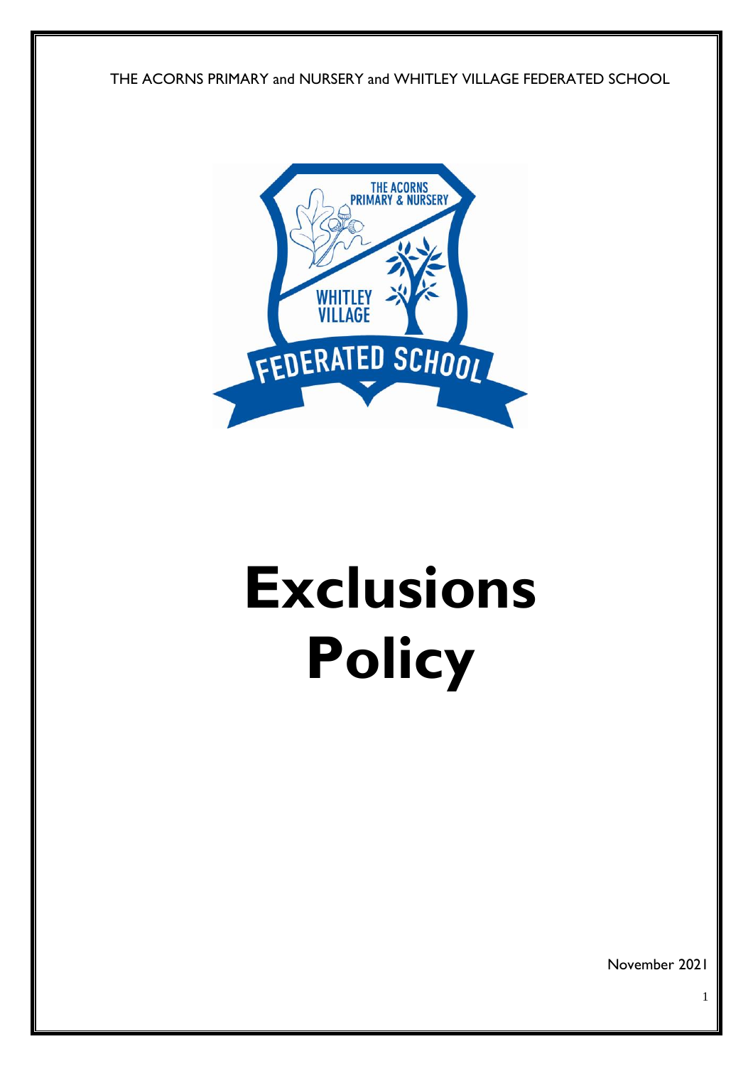THE ACORNS PRIMARY and NURSERY and WHITLEY VILLAGE FEDERATED SCHOOL

# Exclusions Policy

November 2021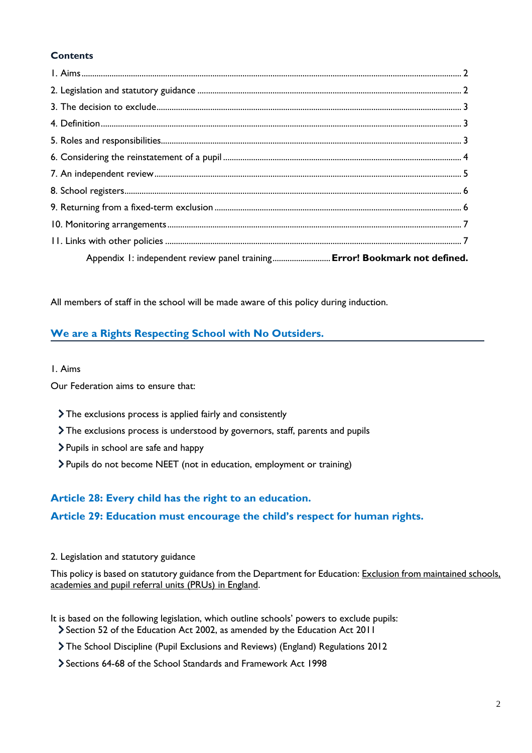**Contents**

1. Aims ........................................................................................................ 2
2. Legislation and statutory guidance ........................................................ 2
3. The decision to exclude......................................................................... 3
4. Definition............................................................................................... 3
5. Roles and responsibilities....................................................................... 3
6. Considering the reinstatement of a pupil ............................................... 4
7. An independent review.......................................................................... 5
8. School registers...................................................................................... 6
9. Returning from a fixed-term exclusion .................................................. 6
10. Monitoring arrangements..................................................................... 7
11. Links with other policies ...................................................................... 7

Appendix 1: independent review panel training.......................... **Error! Bookmark not defined.**

All members of staff in the school will be made aware of this policy during induction.

## We are a Rights Respecting School with No Outsiders.

1. Aims

Our Federation aims to ensure that:

- The exclusions process is applied fairly and consistently
- The exclusions process is understood by governors, staff, parents and pupils
- Pupils in school are safe and happy
- Pupils do not become NEET (not in education, employment or training)

**Article 28: Every child has the right to an education.**

**Article 29: Education must encourage the child's respect for human rights.**

2. Legislation and statutory guidance

This policy is based on statutory guidance from the Department for Education: Exclusion from maintained schools, academies and pupil referral units (PRUs) in England.

It is based on the following legislation, which outline schools' powers to exclude pupils:

- Section 52 of the Education Act 2002, as amended by the Education Act 2011
- The School Discipline (Pupil Exclusions and Reviews) (England) Regulations 2012
- Sections 64-68 of the School Standards and Framework Act 1998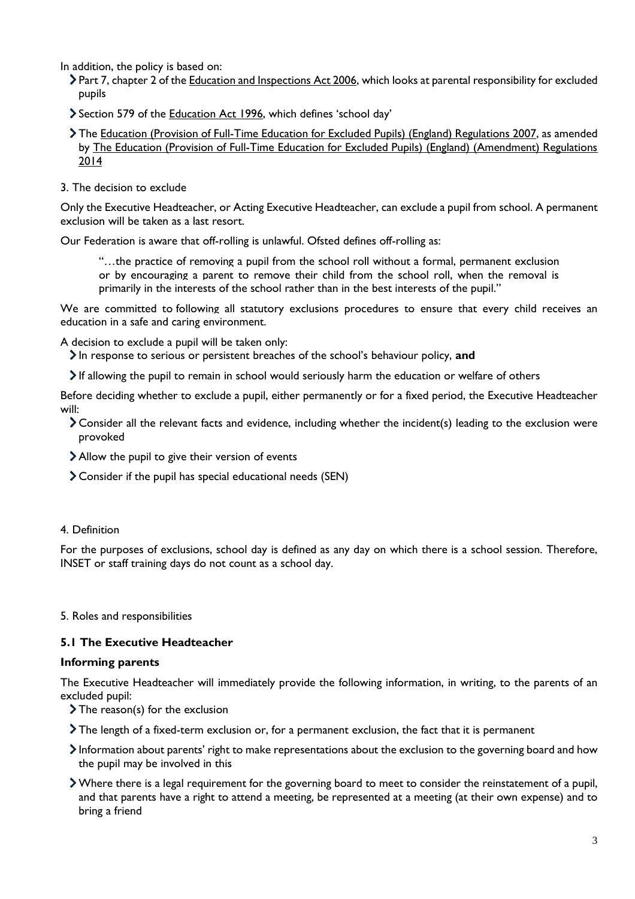In addition, the policy is based on:

- Part 7, chapter 2 of the Education and Inspections Act 2006, which looks at parental responsibility for excluded pupils
- Section 579 of the Education Act 1996, which defines 'school day'
- The Education (Provision of Full-Time Education for Excluded Pupils) (England) Regulations 2007, as amended by The Education (Provision of Full-Time Education for Excluded Pupils) (England) (Amendment) Regulations 2014

## 3. The decision to exclude

Only the Executive Headteacher, or Acting Executive Headteacher, can exclude a pupil from school. A permanent exclusion will be taken as a last resort.

Our Federation is aware that off-rolling is unlawful. Ofsted defines off-rolling as:

> "…the practice of removing a pupil from the school roll without a formal, permanent exclusion or by encouraging a parent to remove their child from the school roll, when the removal is primarily in the interests of the school rather than in the best interests of the pupil."

We are committed to following all statutory exclusions procedures to ensure that every child receives an education in a safe and caring environment.

A decision to exclude a pupil will be taken only:

- In response to serious or persistent breaches of the school's behaviour policy, **and**
- If allowing the pupil to remain in school would seriously harm the education or welfare of others

Before deciding whether to exclude a pupil, either permanently or for a fixed period, the Executive Headteacher will:

- Consider all the relevant facts and evidence, including whether the incident(s) leading to the exclusion were provoked
- Allow the pupil to give their version of events
- Consider if the pupil has special educational needs (SEN)

## 4. Definition

For the purposes of exclusions, school day is defined as any day on which there is a school session. Therefore, INSET or staff training days do not count as a school day.

## 5. Roles and responsibilities

### 5.1 The Executive Headteacher

**Informing parents**

The Executive Headteacher will immediately provide the following information, in writing, to the parents of an excluded pupil:

- The reason(s) for the exclusion
- The length of a fixed-term exclusion or, for a permanent exclusion, the fact that it is permanent
- Information about parents' right to make representations about the exclusion to the governing board and how the pupil may be involved in this
- Where there is a legal requirement for the governing board to meet to consider the reinstatement of a pupil, and that parents have a right to attend a meeting, be represented at a meeting (at their own expense) and to bring a friend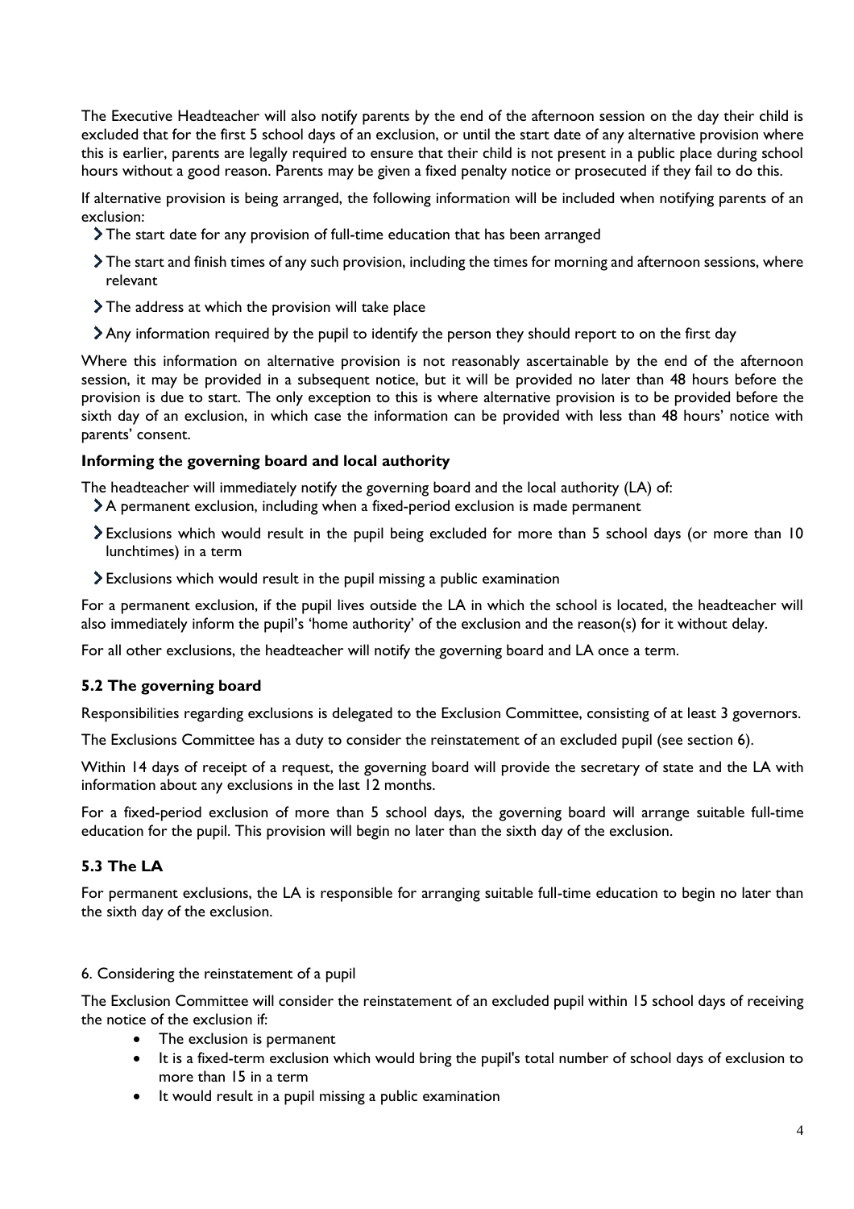The Executive Headteacher will also notify parents by the end of the afternoon session on the day their child is excluded that for the first 5 school days of an exclusion, or until the start date of any alternative provision where this is earlier, parents are legally required to ensure that their child is not present in a public place during school hours without a good reason. Parents may be given a fixed penalty notice or prosecuted if they fail to do this.

If alternative provision is being arranged, the following information will be included when notifying parents of an exclusion:

- The start date for any provision of full-time education that has been arranged
- The start and finish times of any such provision, including the times for morning and afternoon sessions, where relevant
- The address at which the provision will take place
- Any information required by the pupil to identify the person they should report to on the first day

Where this information on alternative provision is not reasonably ascertainable by the end of the afternoon session, it may be provided in a subsequent notice, but it will be provided no later than 48 hours before the provision is due to start. The only exception to this is where alternative provision is to be provided before the sixth day of an exclusion, in which case the information can be provided with less than 48 hours' notice with parents' consent.

**Informing the governing board and local authority**

The headteacher will immediately notify the governing board and the local authority (LA) of:

- A permanent exclusion, including when a fixed-period exclusion is made permanent
- Exclusions which would result in the pupil being excluded for more than 5 school days (or more than 10 lunchtimes) in a term
- Exclusions which would result in the pupil missing a public examination

For a permanent exclusion, if the pupil lives outside the LA in which the school is located, the headteacher will also immediately inform the pupil's 'home authority' of the exclusion and the reason(s) for it without delay.

For all other exclusions, the headteacher will notify the governing board and LA once a term.

### 5.2 The governing board

Responsibilities regarding exclusions is delegated to the Exclusion Committee, consisting of at least 3 governors.

The Exclusions Committee has a duty to consider the reinstatement of an excluded pupil (see section 6).

Within 14 days of receipt of a request, the governing board will provide the secretary of state and the LA with information about any exclusions in the last 12 months.

For a fixed-period exclusion of more than 5 school days, the governing board will arrange suitable full-time education for the pupil. This provision will begin no later than the sixth day of the exclusion.

### 5.3 The LA

For permanent exclusions, the LA is responsible for arranging suitable full-time education to begin no later than the sixth day of the exclusion.

6. Considering the reinstatement of a pupil

The Exclusion Committee will consider the reinstatement of an excluded pupil within 15 school days of receiving the notice of the exclusion if:

- The exclusion is permanent
- It is a fixed-term exclusion which would bring the pupil's total number of school days of exclusion to more than 15 in a term
- It would result in a pupil missing a public examination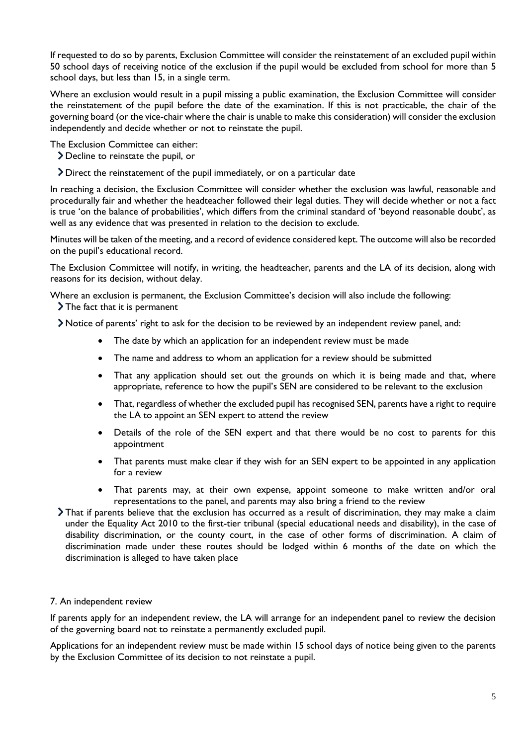If requested to do so by parents, Exclusion Committee will consider the reinstatement of an excluded pupil within 50 school days of receiving notice of the exclusion if the pupil would be excluded from school for more than 5 school days, but less than 15, in a single term.

Where an exclusion would result in a pupil missing a public examination, the Exclusion Committee will consider the reinstatement of the pupil before the date of the examination. If this is not practicable, the chair of the governing board (or the vice-chair where the chair is unable to make this consideration) will consider the exclusion independently and decide whether or not to reinstate the pupil.

The Exclusion Committee can either:

- Decline to reinstate the pupil, or
- Direct the reinstatement of the pupil immediately, or on a particular date

In reaching a decision, the Exclusion Committee will consider whether the exclusion was lawful, reasonable and procedurally fair and whether the headteacher followed their legal duties. They will decide whether or not a fact is true 'on the balance of probabilities', which differs from the criminal standard of 'beyond reasonable doubt', as well as any evidence that was presented in relation to the decision to exclude.

Minutes will be taken of the meeting, and a record of evidence considered kept. The outcome will also be recorded on the pupil's educational record.

The Exclusion Committee will notify, in writing, the headteacher, parents and the LA of its decision, along with reasons for its decision, without delay.

Where an exclusion is permanent, the Exclusion Committee's decision will also include the following:

- The fact that it is permanent
- Notice of parents' right to ask for the decision to be reviewed by an independent review panel, and:
    - The date by which an application for an independent review must be made
    - The name and address to whom an application for a review should be submitted
    - That any application should set out the grounds on which it is being made and that, where appropriate, reference to how the pupil's SEN are considered to be relevant to the exclusion
    - That, regardless of whether the excluded pupil has recognised SEN, parents have a right to require the LA to appoint an SEN expert to attend the review
    - Details of the role of the SEN expert and that there would be no cost to parents for this appointment
    - That parents must make clear if they wish for an SEN expert to be appointed in any application for a review
    - That parents may, at their own expense, appoint someone to make written and/or oral representations to the panel, and parents may also bring a friend to the review
- That if parents believe that the exclusion has occurred as a result of discrimination, they may make a claim under the Equality Act 2010 to the first-tier tribunal (special educational needs and disability), in the case of disability discrimination, or the county court, in the case of other forms of discrimination. A claim of discrimination made under these routes should be lodged within 6 months of the date on which the discrimination is alleged to have taken place

## 7. An independent review

If parents apply for an independent review, the LA will arrange for an independent panel to review the decision of the governing board not to reinstate a permanently excluded pupil.

Applications for an independent review must be made within 15 school days of notice being given to the parents by the Exclusion Committee of its decision to not reinstate a pupil.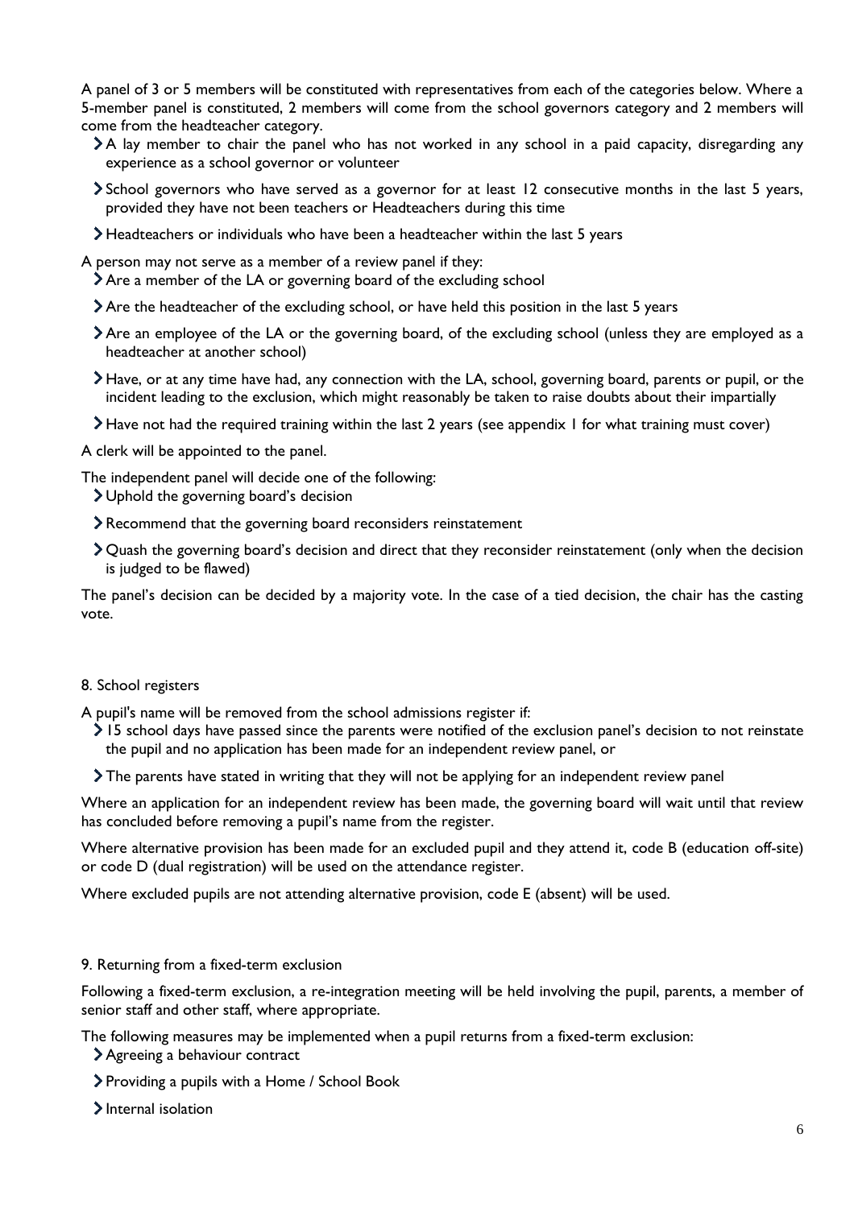A panel of 3 or 5 members will be constituted with representatives from each of the categories below. Where a 5-member panel is constituted, 2 members will come from the school governors category and 2 members will come from the headteacher category.

- A lay member to chair the panel who has not worked in any school in a paid capacity, disregarding any experience as a school governor or volunteer
- School governors who have served as a governor for at least 12 consecutive months in the last 5 years, provided they have not been teachers or Headteachers during this time
- Headteachers or individuals who have been a headteacher within the last 5 years

A person may not serve as a member of a review panel if they:

- Are a member of the LA or governing board of the excluding school
- Are the headteacher of the excluding school, or have held this position in the last 5 years
- Are an employee of the LA or the governing board, of the excluding school (unless they are employed as a headteacher at another school)
- Have, or at any time have had, any connection with the LA, school, governing board, parents or pupil, or the incident leading to the exclusion, which might reasonably be taken to raise doubts about their impartially
- Have not had the required training within the last 2 years (see appendix 1 for what training must cover)

A clerk will be appointed to the panel.

The independent panel will decide one of the following:

- Uphold the governing board's decision
- Recommend that the governing board reconsiders reinstatement
- Quash the governing board's decision and direct that they reconsider reinstatement (only when the decision is judged to be flawed)

The panel's decision can be decided by a majority vote. In the case of a tied decision, the chair has the casting vote.

## 8. School registers

A pupil's name will be removed from the school admissions register if:

- 15 school days have passed since the parents were notified of the exclusion panel's decision to not reinstate the pupil and no application has been made for an independent review panel, or
- The parents have stated in writing that they will not be applying for an independent review panel

Where an application for an independent review has been made, the governing board will wait until that review has concluded before removing a pupil's name from the register.

Where alternative provision has been made for an excluded pupil and they attend it, code B (education off-site) or code D (dual registration) will be used on the attendance register.

Where excluded pupils are not attending alternative provision, code E (absent) will be used.

## 9. Returning from a fixed-term exclusion

Following a fixed-term exclusion, a re-integration meeting will be held involving the pupil, parents, a member of senior staff and other staff, where appropriate.

The following measures may be implemented when a pupil returns from a fixed-term exclusion:

- Agreeing a behaviour contract
- Providing a pupils with a Home / School Book
- Internal isolation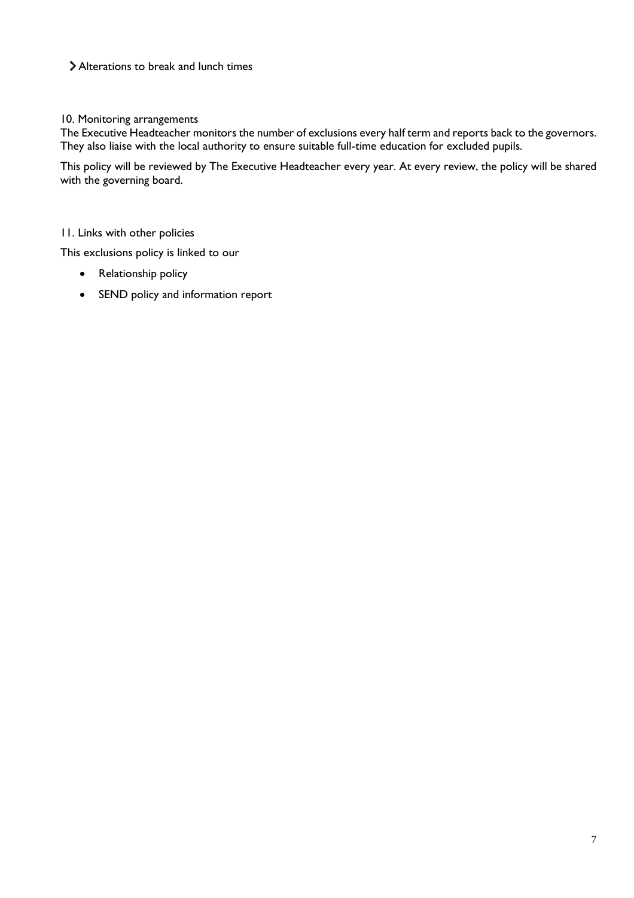- Alterations to break and lunch times

## 10. Monitoring arrangements

The Executive Headteacher monitors the number of exclusions every half term and reports back to the governors. They also liaise with the local authority to ensure suitable full-time education for excluded pupils.

This policy will be reviewed by The Executive Headteacher every year. At every review, the policy will be shared with the governing board.

## 11. Links with other policies

This exclusions policy is linked to our

- Relationship policy
- SEND policy and information report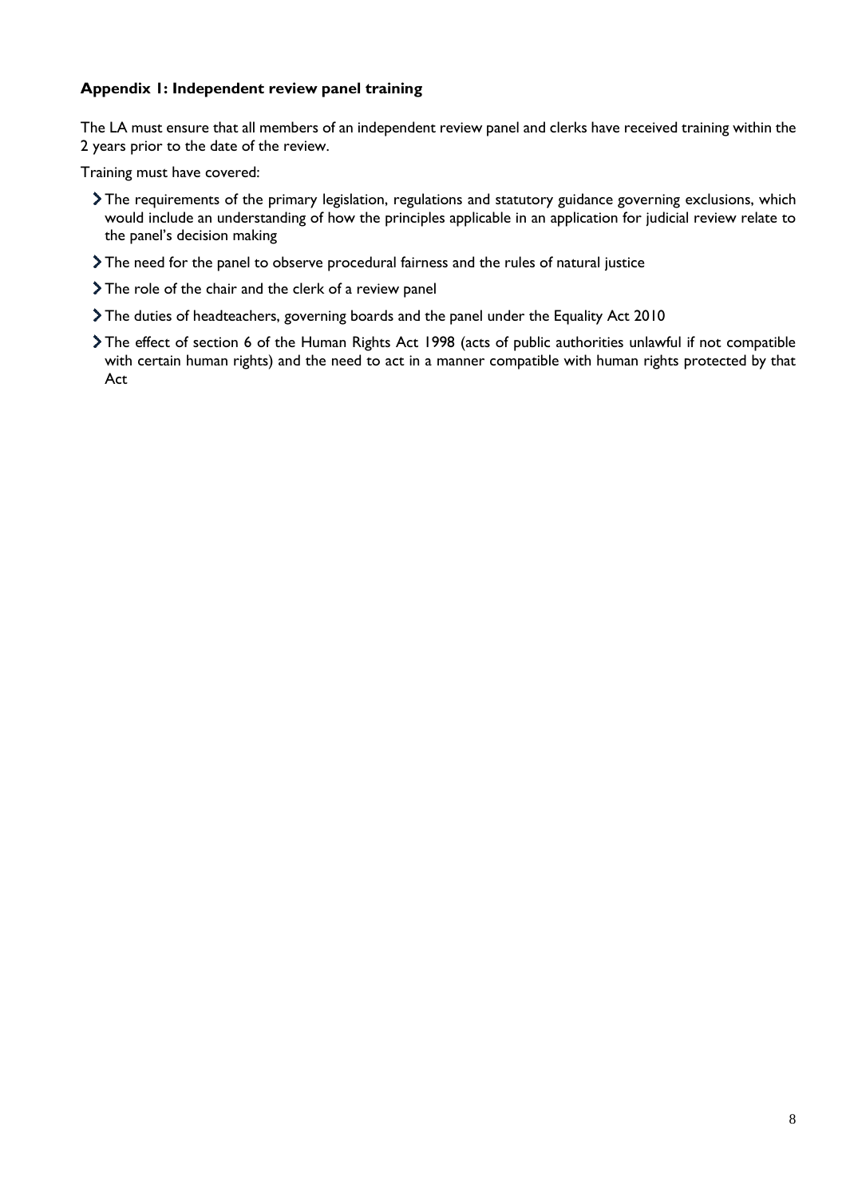### Appendix 1: Independent review panel training

The LA must ensure that all members of an independent review panel and clerks have received training within the 2 years prior to the date of the review.

Training must have covered:

- The requirements of the primary legislation, regulations and statutory guidance governing exclusions, which would include an understanding of how the principles applicable in an application for judicial review relate to the panel's decision making
- The need for the panel to observe procedural fairness and the rules of natural justice
- The role of the chair and the clerk of a review panel
- The duties of headteachers, governing boards and the panel under the Equality Act 2010
- The effect of section 6 of the Human Rights Act 1998 (acts of public authorities unlawful if not compatible with certain human rights) and the need to act in a manner compatible with human rights protected by that Act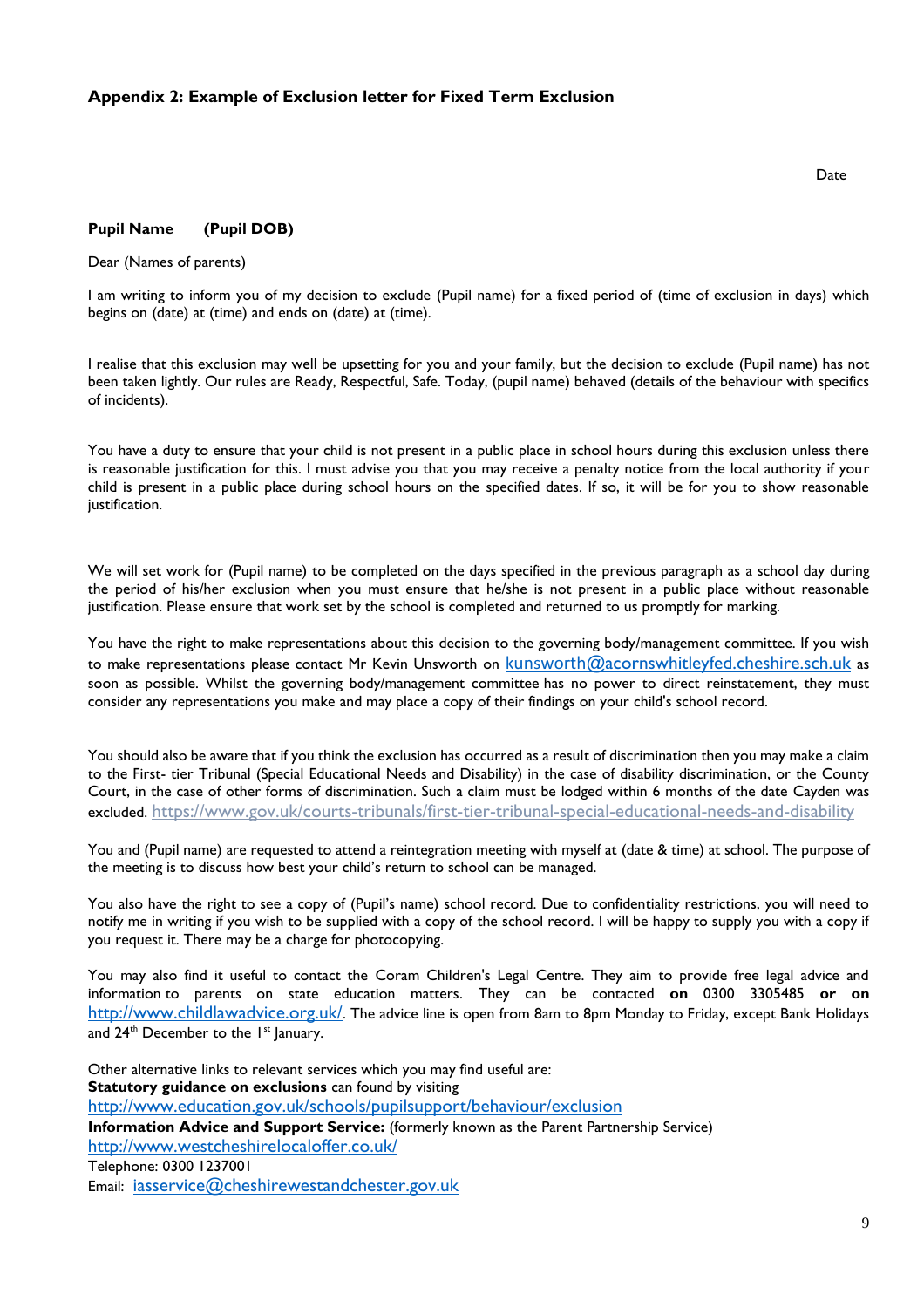### Appendix 2: Example of Exclusion letter for Fixed Term Exclusion

Date

**Pupil Name (Pupil DOB)**

Dear (Names of parents)

I am writing to inform you of my decision to exclude (Pupil name) for a fixed period of (time of exclusion in days) which begins on (date) at (time) and ends on (date) at (time).

I realise that this exclusion may well be upsetting for you and your family, but the decision to exclude (Pupil name) has not been taken lightly. Our rules are Ready, Respectful, Safe. Today, (pupil name) behaved (details of the behaviour with specifics of incidents).

You have a duty to ensure that your child is not present in a public place in school hours during this exclusion unless there is reasonable justification for this. I must advise you that you may receive a penalty notice from the local authority if your child is present in a public place during school hours on the specified dates. If so, it will be for you to show reasonable justification.

We will set work for (Pupil name) to be completed on the days specified in the previous paragraph as a school day during the period of his/her exclusion when you must ensure that he/she is not present in a public place without reasonable justification. Please ensure that work set by the school is completed and returned to us promptly for marking.

You have the right to make representations about this decision to the governing body/management committee. If you wish to make representations please contact Mr Kevin Unsworth on kunsworth@acornswhitleyfed.cheshire.sch.uk as soon as possible. Whilst the governing body/management committee has no power to direct reinstatement, they must consider any representations you make and may place a copy of their findings on your child's school record.

You should also be aware that if you think the exclusion has occurred as a result of discrimination then you may make a claim to the First- tier Tribunal (Special Educational Needs and Disability) in the case of disability discrimination, or the County Court, in the case of other forms of discrimination. Such a claim must be lodged within 6 months of the date Cayden was excluded. https://www.gov.uk/courts-tribunals/first-tier-tribunal-special-educational-needs-and-disability

You and (Pupil name) are requested to attend a reintegration meeting with myself at (date & time) at school. The purpose of the meeting is to discuss how best your child's return to school can be managed.

You also have the right to see a copy of (Pupil's name) school record. Due to confidentiality restrictions, you will need to notify me in writing if you wish to be supplied with a copy of the school record. I will be happy to supply you with a copy if you request it. There may be a charge for photocopying.

You may also find it useful to contact the Coram Children's Legal Centre. They aim to provide free legal advice and information to parents on state education matters. They can be contacted **on** 0300 3305485 **or on** http://www.childlawadvice.org.uk/. The advice line is open from 8am to 8pm Monday to Friday, except Bank Holidays and 24th December to the 1st January.

Other alternative links to relevant services which you may find useful are:
**Statutory guidance on exclusions** can found by visiting
http://www.education.gov.uk/schools/pupilsupport/behaviour/exclusion
**Information Advice and Support Service:** (formerly known as the Parent Partnership Service)
http://www.westcheshirelocaloffer.co.uk/
Telephone: 0300 1237001
Email: iasservice@cheshirewestandchester.gov.uk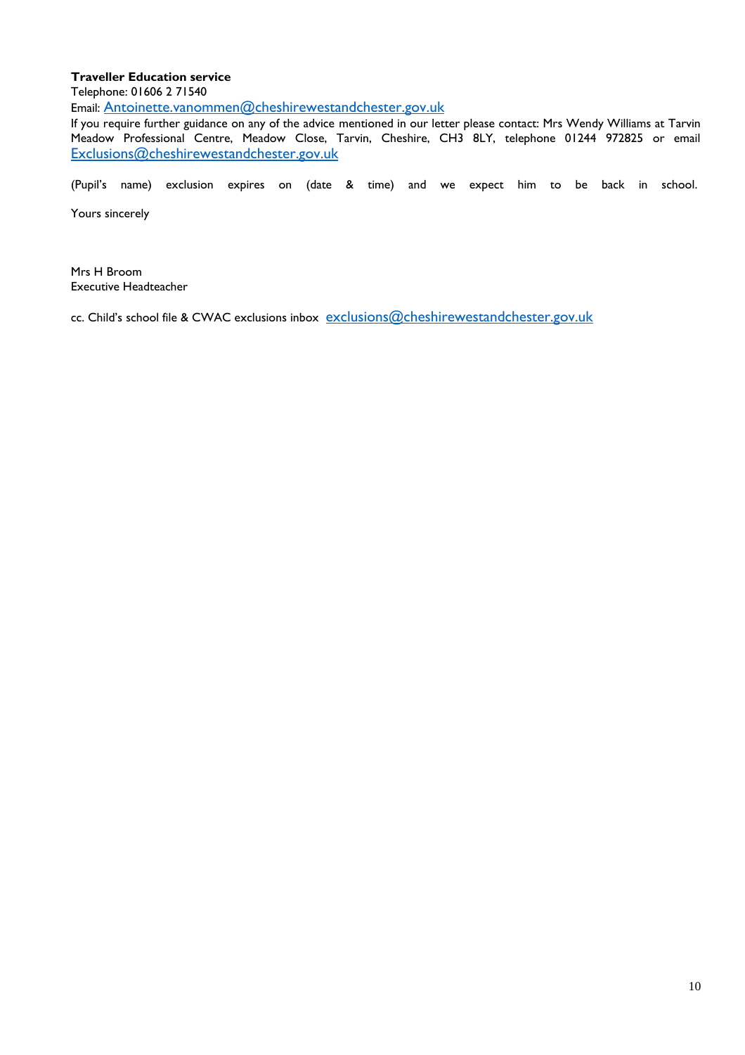**Traveller Education service**
Telephone: 01606 2 71540
Email: Antoinette.vanommen@cheshirewestandchester.gov.uk
If you require further guidance on any of the advice mentioned in our letter please contact: Mrs Wendy Williams at Tarvin Meadow Professional Centre, Meadow Close, Tarvin, Cheshire, CH3 8LY, telephone 01244 972825 or email Exclusions@cheshirewestandchester.gov.uk

(Pupil's name) exclusion expires on (date & time) and we expect him to be back in school.

Yours sincerely

Mrs H Broom
Executive Headteacher

cc. Child's school file & CWAC exclusions inbox exclusions@cheshirewestandchester.gov.uk